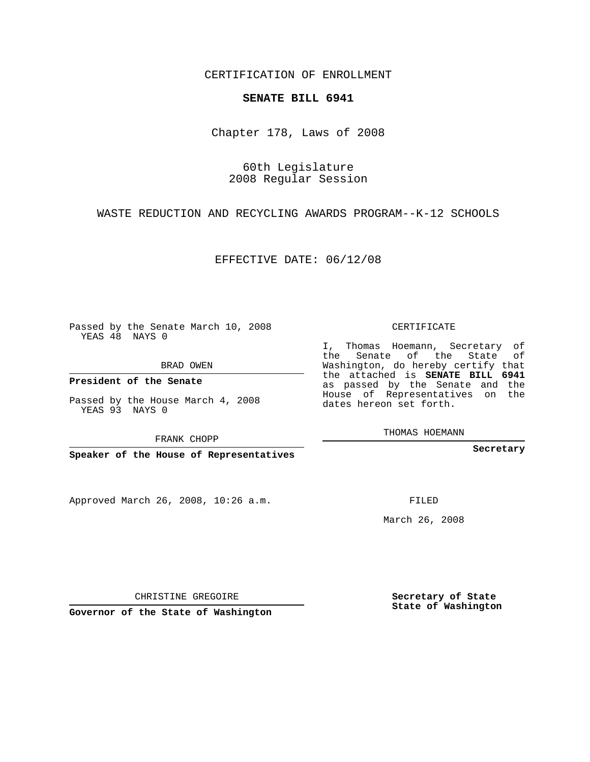CERTIFICATION OF ENROLLMENT

**SENATE BILL 6941**

Chapter 178, Laws of 2008

60th Legislature
2008 Regular Session

WASTE REDUCTION AND RECYCLING AWARDS PROGRAM--K-12 SCHOOLS

EFFECTIVE DATE: 06/12/08

Passed by the Senate March 10, 2008
YEAS 48 NAYS 0

BRAD OWEN

**President of the Senate**

Passed by the House March 4, 2008
YEAS 93 NAYS 0

FRANK CHOPP

**Speaker of the House of Representatives**

Approved March 26, 2008, 10:26 a.m.

CHRISTINE GREGOIRE

**Governor of the State of Washington**

CERTIFICATE

I, Thomas Hoemann, Secretary of the Senate of the State of Washington, do hereby certify that the attached is **SENATE BILL 6941** as passed by the Senate and the House of Representatives on the dates hereon set forth.

THOMAS HOEMANN

**Secretary**

FILED

March 26, 2008

**Secretary of State**
**State of Washington**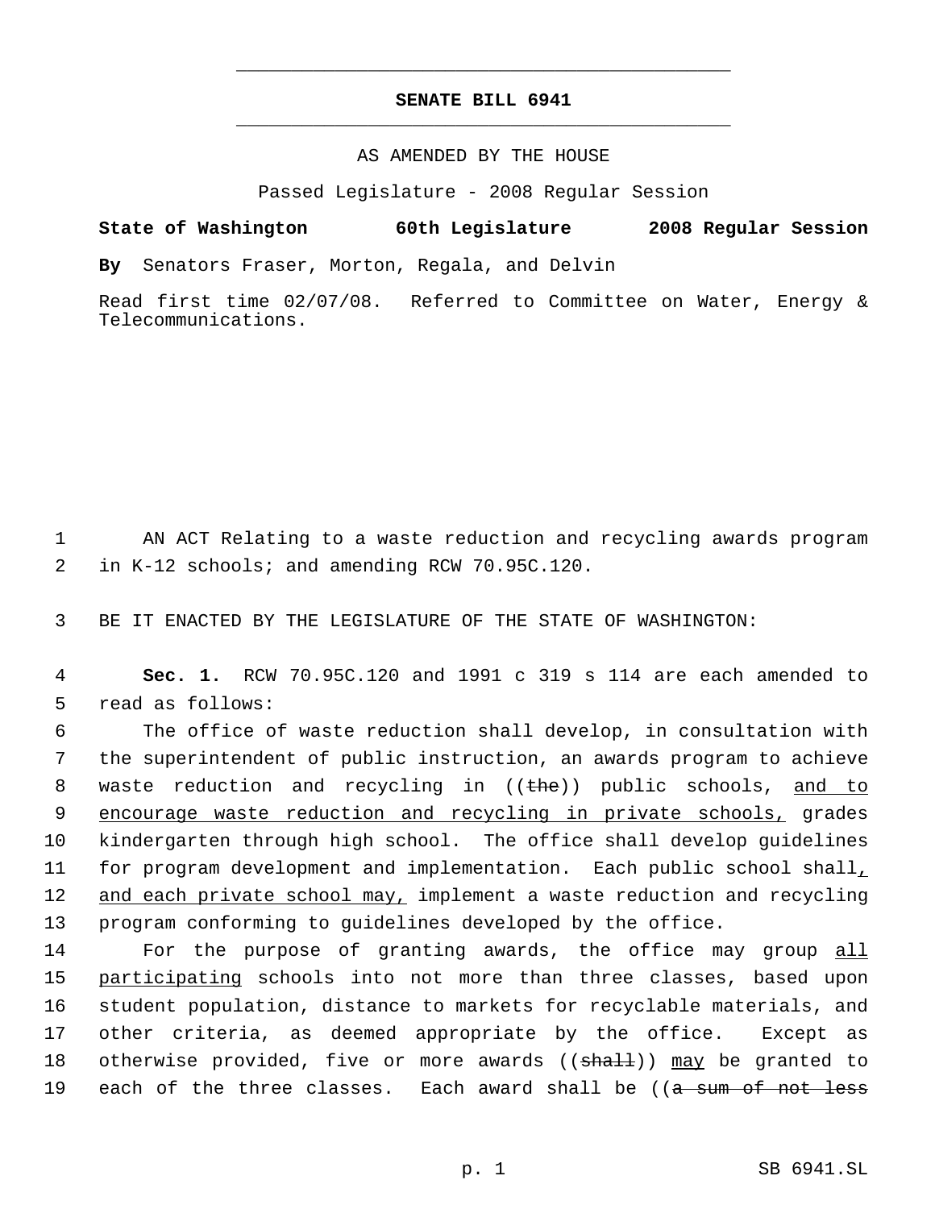**SENATE BILL 6941**

AS AMENDED BY THE HOUSE

Passed Legislature - 2008 Regular Session

**State of Washington 60th Legislature 2008 Regular Session**

**By** Senators Fraser, Morton, Regala, and Delvin

Read first time 02/07/08. Referred to Committee on Water, Energy & Telecommunications.

1 AN ACT Relating to a waste reduction and recycling awards program
2 in K-12 schools; and amending RCW 70.95C.120.

3 BE IT ENACTED BY THE LEGISLATURE OF THE STATE OF WASHINGTON:

4 **Sec. 1.** RCW 70.95C.120 and 1991 c 319 s 114 are each amended to
5 read as follows:

6 The office of waste reduction shall develop, in consultation with
7 the superintendent of public instruction, an awards program to achieve
8 waste reduction and recycling in ((~~the~~)) public schools, <u>and to</u>
9 <u>encourage waste reduction and recycling in private schools,</u> grades
10 kindergarten through high school. The office shall develop guidelines
11 for program development and implementation. Each public school shall<u>,</u>
12 <u>and each private school may,</u> implement a waste reduction and recycling
13 program conforming to guidelines developed by the office.

14 For the purpose of granting awards, the office may group <u>all</u>
15 <u>participating</u> schools into not more than three classes, based upon
16 student population, distance to markets for recyclable materials, and
17 other criteria, as deemed appropriate by the office. Except as
18 otherwise provided, five or more awards ((~~shall~~)) <u>may</u> be granted to
19 each of the three classes. Each award shall be ((~~a sum of not less~~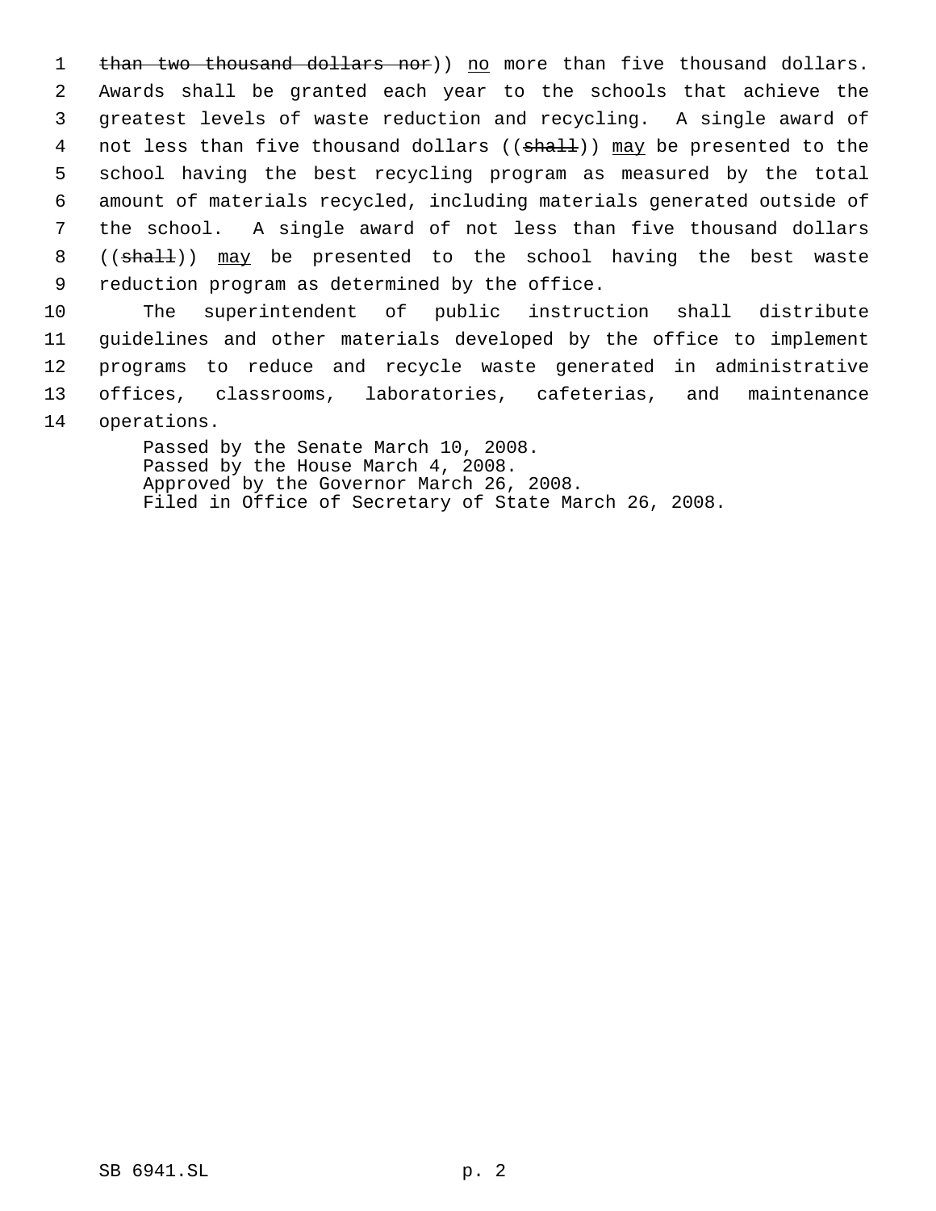~~than two thousand dollars nor~~)) <u>no</u> more than five thousand dollars. Awards shall be granted each year to the schools that achieve the greatest levels of waste reduction and recycling. A single award of not less than five thousand dollars ((~~shall~~)) <u>may</u> be presented to the school having the best recycling program as measured by the total amount of materials recycled, including materials generated outside of the school. A single award of not less than five thousand dollars ((~~shall~~)) <u>may</u> be presented to the school having the best waste reduction program as determined by the office.

The superintendent of public instruction shall distribute guidelines and other materials developed by the office to implement programs to reduce and recycle waste generated in administrative offices, classrooms, laboratories, cafeterias, and maintenance operations.

Passed by the Senate March 10, 2008.
Passed by the House March 4, 2008.
Approved by the Governor March 26, 2008.
Filed in Office of Secretary of State March 26, 2008.